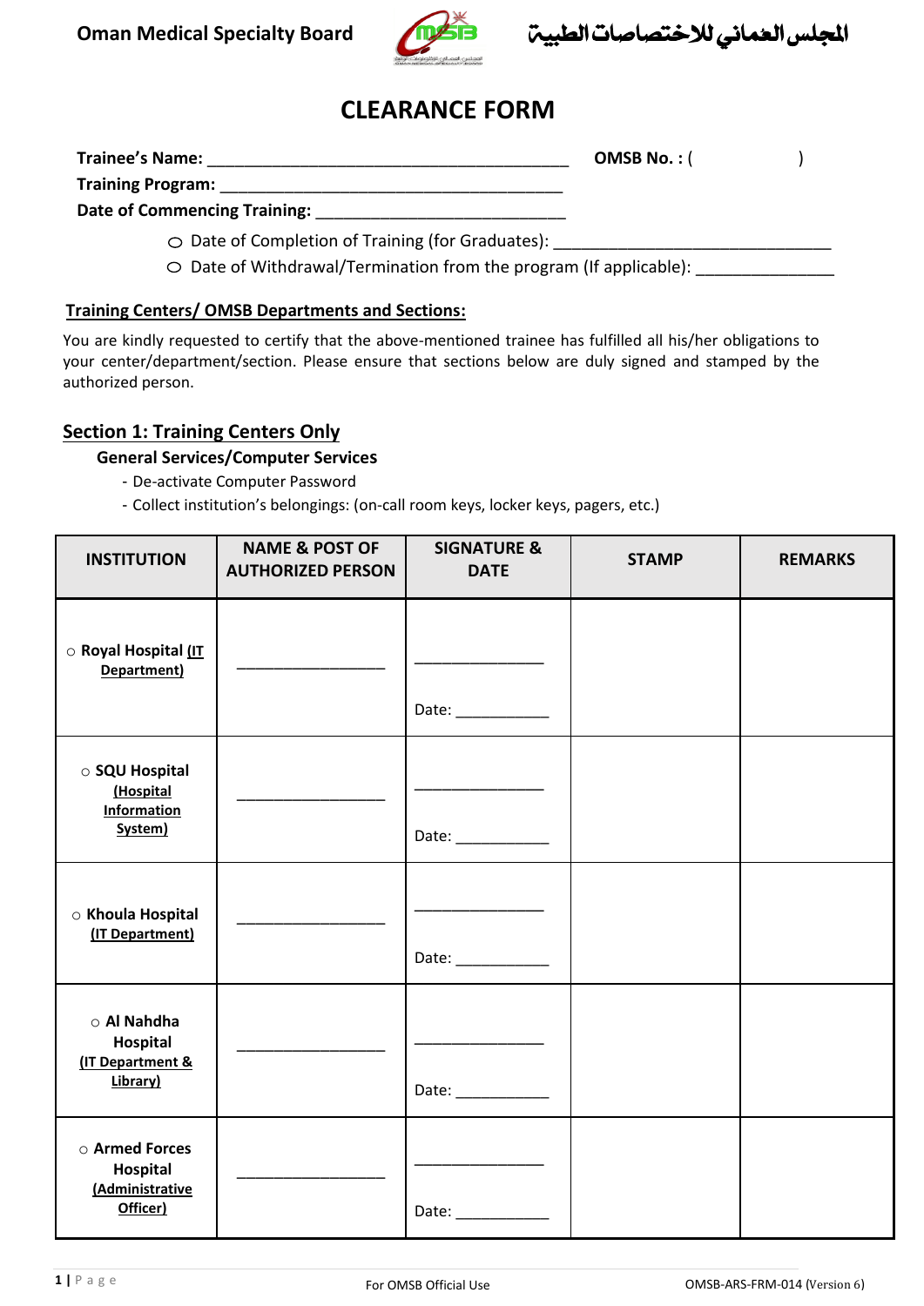Oman Medical Specialty Board المجلس العماني للاختصاصات الطبية

# CLEARANCE FORM

**Trainee's Name:** ________________________________________ **OMSB No. :** (                    )

**Training Program:** ______________________________________

**Date of Commencing Training:** ___________________________

- ○ Date of Completion of Training (for Graduates): ______________________________
- ○ Date of Withdrawal/Termination from the program (If applicable): ______________

**Training Centers/ OMSB Departments and Sections:**

You are kindly requested to certify that the above-mentioned trainee has fulfilled all his/her obligations to your center/department/section. Please ensure that sections below are duly signed and stamped by the authorized person.

## Section 1: Training Centers Only

### General Services/Computer Services

- De-activate Computer Password
- Collect institution's belongings: (on-call room keys, locker keys, pagers, etc.)

| INSTITUTION | NAME & POST OF AUTHORIZED PERSON | SIGNATURE & DATE | STAMP | REMARKS |
|---|---|---|---|---|
| ○ **Royal Hospital (IT Department)** | _________________ | _______________ Date: ___________ | | |
| ○ **SQU Hospital (Hospital Information System)** | _________________ | _______________ Date: ___________ | | |
| ○ **Khoula Hospital (IT Department)** | _________________ | _______________ Date: ___________ | | |
| ○ **Al Nahdha Hospital (IT Department & Library)** | _________________ | _______________ Date: ___________ | | |
| ○ **Armed Forces Hospital (Administrative Officer)** | _________________ | _______________ Date: ___________ | | |

For OMSB Official Use

OMSB-ARS-FRM-014 (Version 6)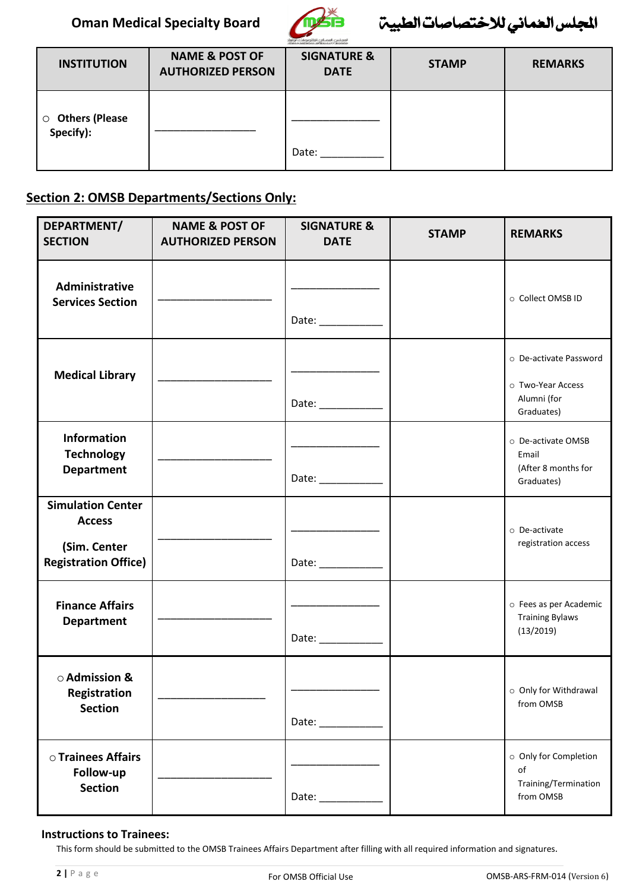| INSTITUTION | NAME & POST OF AUTHORIZED PERSON | SIGNATURE & DATE | STAMP | REMARKS |
| --- | --- | --- | --- | --- |
| ○ Others (Please Specify): | ________________ | ______________ Date: ___________ | | |

## Section 2: OMSB Departments/Sections Only:

| DEPARTMENT/ SECTION | NAME & POST OF AUTHORIZED PERSON | SIGNATURE & DATE | STAMP | REMARKS |
| --- | --- | --- | --- | --- |
| **Administrative Services Section** | __________________ | ______________ Date: ___________ | | ○ Collect OMSB ID |
| **Medical Library** | __________________ | ______________ Date: ___________ | | ○ De-activate Password ○ Two-Year Access Alumni (for Graduates) |
| **Information Technology Department** | __________________ | ______________ Date: ___________ | | ○ De-activate OMSB Email (After 8 months for Graduates) |
| **Simulation Center Access (Sim. Center Registration Office)** | __________________ | ______________ Date: ___________ | | ○ De-activate registration access |
| **Finance Affairs Department** | __________________ | ______________ Date: ___________ | | ○ Fees as per Academic Training Bylaws (13/2019) |
| ○ **Admission & Registration Section** | __________________ | ______________ Date: ___________ | | ○ Only for Withdrawal from OMSB |
| ○ **Trainees Affairs Follow-up Section** | __________________ | ______________ Date: ___________ | | ○ Only for Completion of Training/Termination from OMSB |

**Instructions to Trainees:**

This form should be submitted to the OMSB Trainees Affairs Department after filling with all required information and signatures.